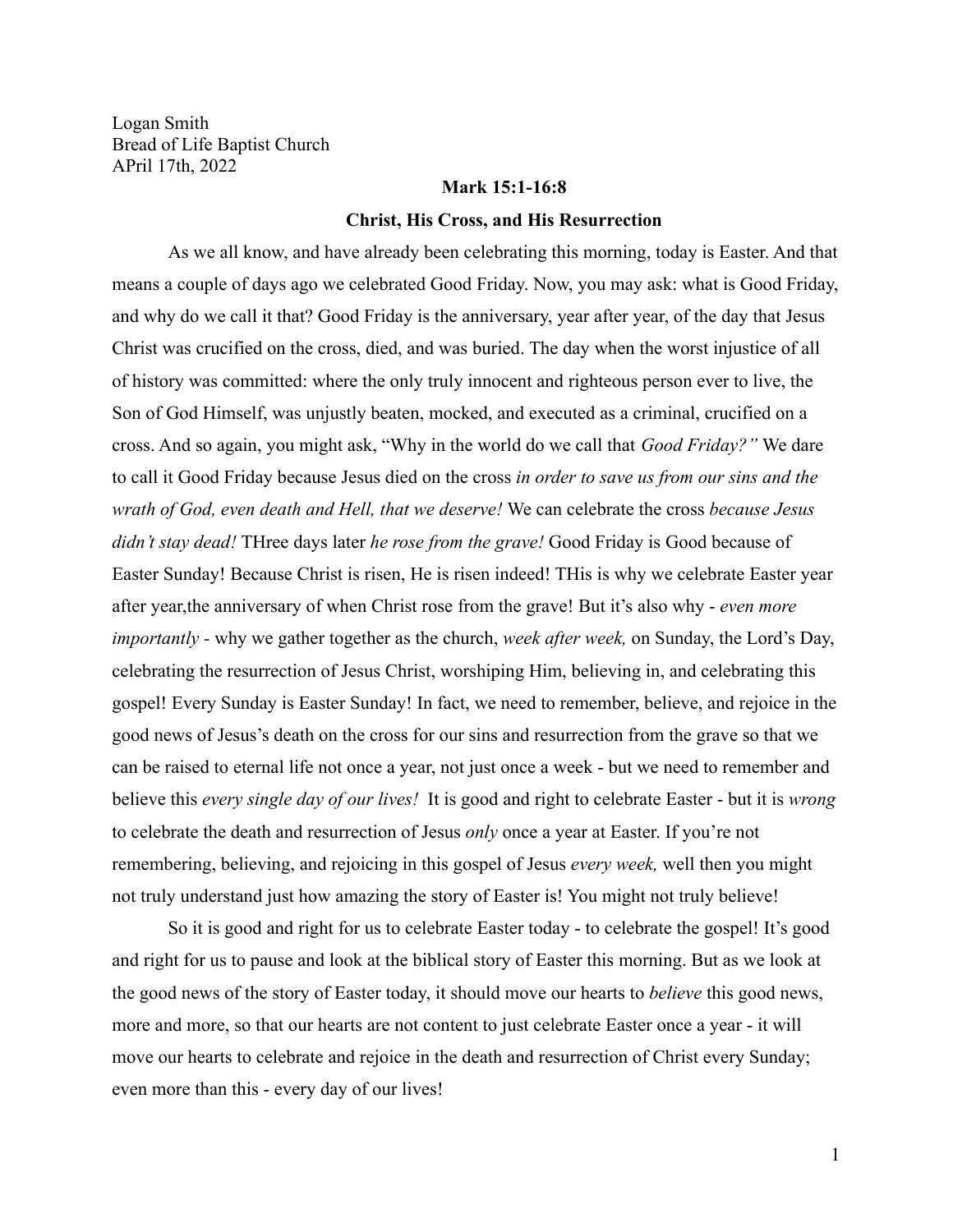Logan Smith
Bread of Life Baptist Church
APril 17th, 2022

**Mark 15:1-16:8**

**Christ, His Cross, and His Resurrection**

As we all know, and have already been celebrating this morning, today is Easter. And that means a couple of days ago we celebrated Good Friday. Now, you may ask: what is Good Friday, and why do we call it that? Good Friday is the anniversary, year after year, of the day that Jesus Christ was crucified on the cross, died, and was buried. The day when the worst injustice of all of history was committed: where the only truly innocent and righteous person ever to live, the Son of God Himself, was unjustly beaten, mocked, and executed as a criminal, crucified on a cross. And so again, you might ask, "Why in the world do we call that *Good Friday?"* We dare to call it Good Friday because Jesus died on the cross *in order to save us from our sins and the wrath of God, even death and Hell, that we deserve!* We can celebrate the cross *because Jesus didn't stay dead!* THree days later *he rose from the grave!* Good Friday is Good because of Easter Sunday! Because Christ is risen, He is risen indeed! THis is why we celebrate Easter year after year,the anniversary of when Christ rose from the grave! But it's also why - *even more importantly* - why we gather together as the church, *week after week,* on Sunday, the Lord's Day, celebrating the resurrection of Jesus Christ, worshiping Him, believing in, and celebrating this gospel! Every Sunday is Easter Sunday! In fact, we need to remember, believe, and rejoice in the good news of Jesus's death on the cross for our sins and resurrection from the grave so that we can be raised to eternal life not once a year, not just once a week - but we need to remember and believe this *every single day of our lives!* It is good and right to celebrate Easter - but it is *wrong* to celebrate the death and resurrection of Jesus *only* once a year at Easter. If you're not remembering, believing, and rejoicing in this gospel of Jesus *every week,* well then you might not truly understand just how amazing the story of Easter is! You might not truly believe!

So it is good and right for us to celebrate Easter today - to celebrate the gospel! It's good and right for us to pause and look at the biblical story of Easter this morning. But as we look at the good news of the story of Easter today, it should move our hearts to *believe* this good news, more and more, so that our hearts are not content to just celebrate Easter once a year - it will move our hearts to celebrate and rejoice in the death and resurrection of Christ every Sunday; even more than this - every day of our lives!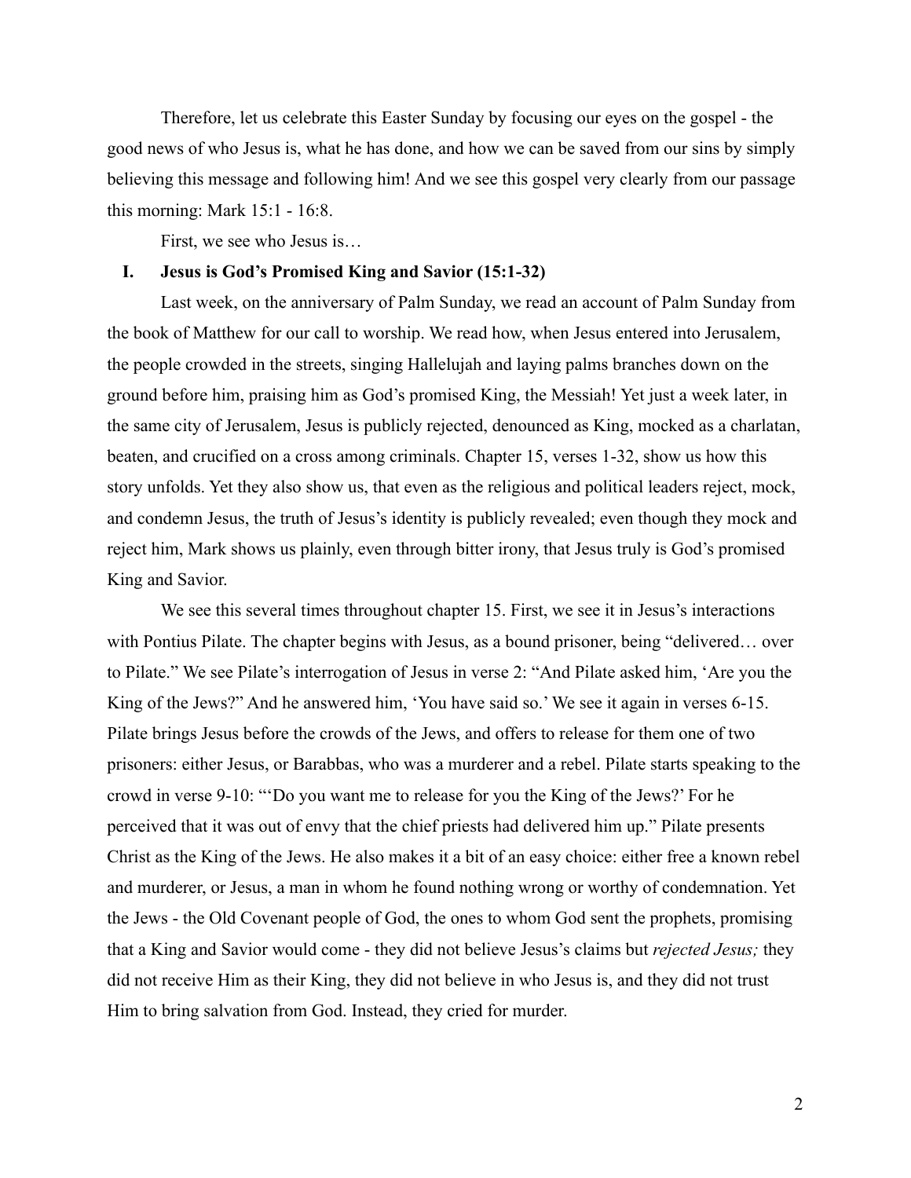Therefore, let us celebrate this Easter Sunday by focusing our eyes on the gospel - the good news of who Jesus is, what he has done, and how we can be saved from our sins by simply believing this message and following him! And we see this gospel very clearly from our passage this morning: Mark 15:1 - 16:8.

First, we see who Jesus is…

## I. Jesus is God's Promised King and Savior (15:1-32)

Last week, on the anniversary of Palm Sunday, we read an account of Palm Sunday from the book of Matthew for our call to worship. We read how, when Jesus entered into Jerusalem, the people crowded in the streets, singing Hallelujah and laying palms branches down on the ground before him, praising him as God's promised King, the Messiah! Yet just a week later, in the same city of Jerusalem, Jesus is publicly rejected, denounced as King, mocked as a charlatan, beaten, and crucified on a cross among criminals. Chapter 15, verses 1-32, show us how this story unfolds. Yet they also show us, that even as the religious and political leaders reject, mock, and condemn Jesus, the truth of Jesus's identity is publicly revealed; even though they mock and reject him, Mark shows us plainly, even through bitter irony, that Jesus truly is God's promised King and Savior.

We see this several times throughout chapter 15. First, we see it in Jesus's interactions with Pontius Pilate. The chapter begins with Jesus, as a bound prisoner, being "delivered… over to Pilate." We see Pilate's interrogation of Jesus in verse 2: "And Pilate asked him, 'Are you the King of the Jews?" And he answered him, 'You have said so.' We see it again in verses 6-15. Pilate brings Jesus before the crowds of the Jews, and offers to release for them one of two prisoners: either Jesus, or Barabbas, who was a murderer and a rebel. Pilate starts speaking to the crowd in verse 9-10: "'Do you want me to release for you the King of the Jews?' For he perceived that it was out of envy that the chief priests had delivered him up." Pilate presents Christ as the King of the Jews. He also makes it a bit of an easy choice: either free a known rebel and murderer, or Jesus, a man in whom he found nothing wrong or worthy of condemnation. Yet the Jews - the Old Covenant people of God, the ones to whom God sent the prophets, promising that a King and Savior would come - they did not believe Jesus's claims but *rejected Jesus;* they did not receive Him as their King, they did not believe in who Jesus is, and they did not trust Him to bring salvation from God. Instead, they cried for murder.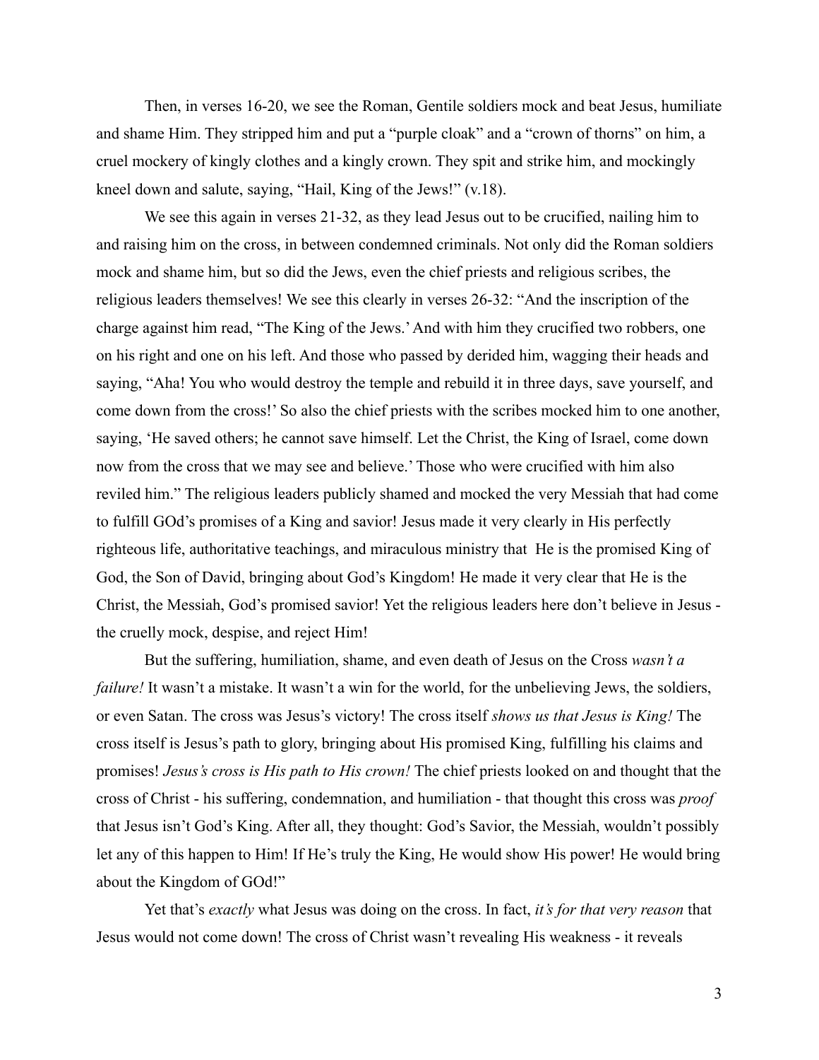Then, in verses 16-20, we see the Roman, Gentile soldiers mock and beat Jesus, humiliate and shame Him. They stripped him and put a "purple cloak" and a "crown of thorns" on him, a cruel mockery of kingly clothes and a kingly crown. They spit and strike him, and mockingly kneel down and salute, saying, "Hail, King of the Jews!" (v.18).

We see this again in verses 21-32, as they lead Jesus out to be crucified, nailing him to and raising him on the cross, in between condemned criminals. Not only did the Roman soldiers mock and shame him, but so did the Jews, even the chief priests and religious scribes, the religious leaders themselves! We see this clearly in verses 26-32: "And the inscription of the charge against him read, "The King of the Jews.' And with him they crucified two robbers, one on his right and one on his left. And those who passed by derided him, wagging their heads and saying, "Aha! You who would destroy the temple and rebuild it in three days, save yourself, and come down from the cross!' So also the chief priests with the scribes mocked him to one another, saying, 'He saved others; he cannot save himself. Let the Christ, the King of Israel, come down now from the cross that we may see and believe.' Those who were crucified with him also reviled him." The religious leaders publicly shamed and mocked the very Messiah that had come to fulfill GOd's promises of a King and savior! Jesus made it very clearly in His perfectly righteous life, authoritative teachings, and miraculous ministry that He is the promised King of God, the Son of David, bringing about God's Kingdom! He made it very clear that He is the Christ, the Messiah, God's promised savior! Yet the religious leaders here don't believe in Jesus - the cruelly mock, despise, and reject Him!

But the suffering, humiliation, shame, and even death of Jesus on the Cross *wasn't a failure!* It wasn't a mistake. It wasn't a win for the world, for the unbelieving Jews, the soldiers, or even Satan. The cross was Jesus's victory! The cross itself *shows us that Jesus is King!* The cross itself is Jesus's path to glory, bringing about His promised King, fulfilling his claims and promises! *Jesus's cross is His path to His crown!* The chief priests looked on and thought that the cross of Christ - his suffering, condemnation, and humiliation - that thought this cross was *proof* that Jesus isn't God's King. After all, they thought: God's Savior, the Messiah, wouldn't possibly let any of this happen to Him! If He's truly the King, He would show His power! He would bring about the Kingdom of GOd!"

Yet that's *exactly* what Jesus was doing on the cross. In fact, *it's for that very reason* that Jesus would not come down! The cross of Christ wasn't revealing His weakness - it reveals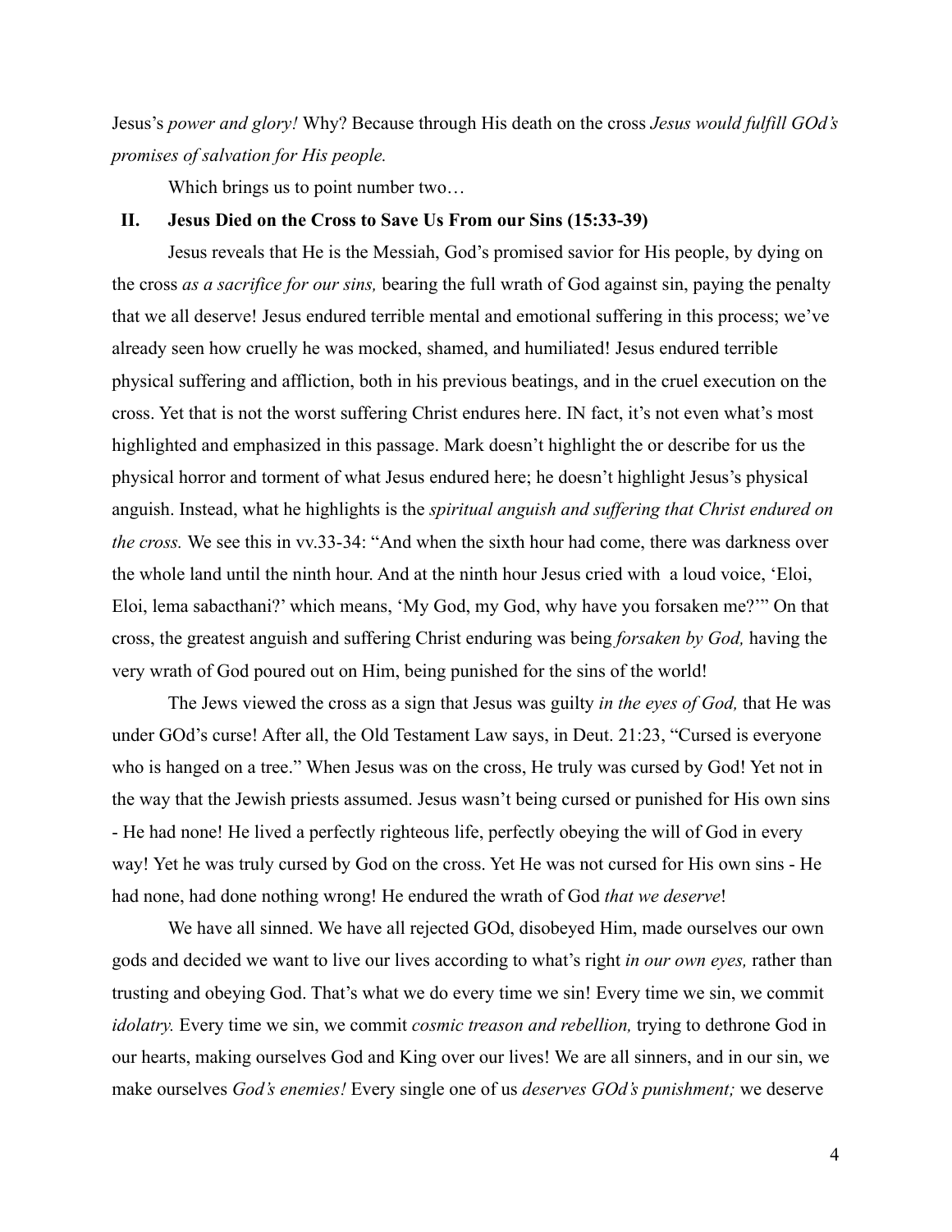Jesus's *power and glory!* Why? Because through His death on the cross *Jesus would fulfill GOd's promises of salvation for His people.*

Which brings us to point number two…

## II. Jesus Died on the Cross to Save Us From our Sins (15:33-39)

Jesus reveals that He is the Messiah, God's promised savior for His people, by dying on the cross *as a sacrifice for our sins,* bearing the full wrath of God against sin, paying the penalty that we all deserve! Jesus endured terrible mental and emotional suffering in this process; we've already seen how cruelly he was mocked, shamed, and humiliated! Jesus endured terrible physical suffering and affliction, both in his previous beatings, and in the cruel execution on the cross. Yet that is not the worst suffering Christ endures here. IN fact, it's not even what's most highlighted and emphasized in this passage. Mark doesn't highlight the or describe for us the physical horror and torment of what Jesus endured here; he doesn't highlight Jesus's physical anguish. Instead, what he highlights is the *spiritual anguish and suffering that Christ endured on the cross.* We see this in vv.33-34: "And when the sixth hour had come, there was darkness over the whole land until the ninth hour. And at the ninth hour Jesus cried with a loud voice, 'Eloi, Eloi, lema sabacthani?' which means, 'My God, my God, why have you forsaken me?'" On that cross, the greatest anguish and suffering Christ enduring was being *forsaken by God,* having the very wrath of God poured out on Him, being punished for the sins of the world!

The Jews viewed the cross as a sign that Jesus was guilty *in the eyes of God,* that He was under GOd's curse! After all, the Old Testament Law says, in Deut. 21:23, "Cursed is everyone who is hanged on a tree." When Jesus was on the cross, He truly was cursed by God! Yet not in the way that the Jewish priests assumed. Jesus wasn't being cursed or punished for His own sins - He had none! He lived a perfectly righteous life, perfectly obeying the will of God in every way! Yet he was truly cursed by God on the cross. Yet He was not cursed for His own sins - He had none, had done nothing wrong! He endured the wrath of God *that we deserve*!

We have all sinned. We have all rejected GOd, disobeyed Him, made ourselves our own gods and decided we want to live our lives according to what's right *in our own eyes,* rather than trusting and obeying God. That's what we do every time we sin! Every time we sin, we commit *idolatry.* Every time we sin, we commit *cosmic treason and rebellion,* trying to dethrone God in our hearts, making ourselves God and King over our lives! We are all sinners, and in our sin, we make ourselves *God's enemies!* Every single one of us *deserves GOd's punishment;* we deserve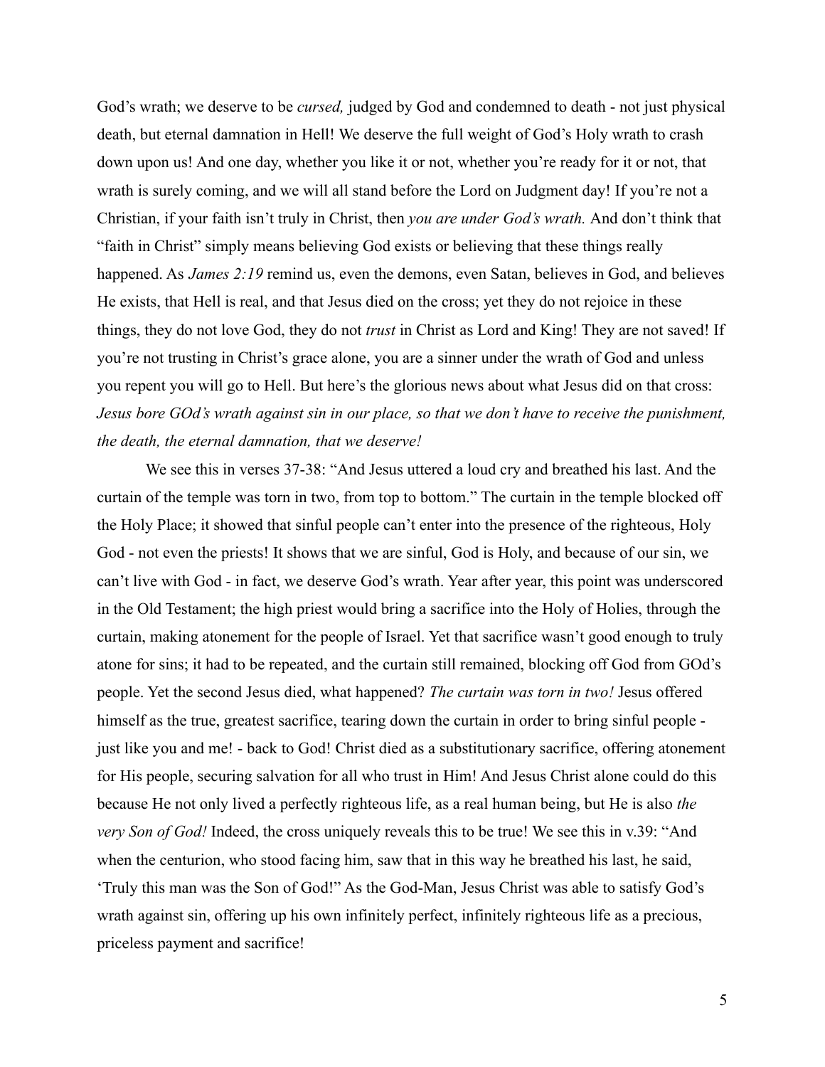God's wrath; we deserve to be *cursed,* judged by God and condemned to death - not just physical death, but eternal damnation in Hell! We deserve the full weight of God's Holy wrath to crash down upon us! And one day, whether you like it or not, whether you're ready for it or not, that wrath is surely coming, and we will all stand before the Lord on Judgment day! If you're not a Christian, if your faith isn't truly in Christ, then *you are under God's wrath.* And don't think that "faith in Christ" simply means believing God exists or believing that these things really happened. As *James 2:19* remind us, even the demons, even Satan, believes in God, and believes He exists, that Hell is real, and that Jesus died on the cross; yet they do not rejoice in these things, they do not love God, they do not *trust* in Christ as Lord and King! They are not saved! If you're not trusting in Christ's grace alone, you are a sinner under the wrath of God and unless you repent you will go to Hell. But here's the glorious news about what Jesus did on that cross: *Jesus bore GOd's wrath against sin in our place, so that we don't have to receive the punishment, the death, the eternal damnation, that we deserve!*

We see this in verses 37-38: "And Jesus uttered a loud cry and breathed his last. And the curtain of the temple was torn in two, from top to bottom." The curtain in the temple blocked off the Holy Place; it showed that sinful people can't enter into the presence of the righteous, Holy God - not even the priests! It shows that we are sinful, God is Holy, and because of our sin, we can't live with God - in fact, we deserve God's wrath. Year after year, this point was underscored in the Old Testament; the high priest would bring a sacrifice into the Holy of Holies, through the curtain, making atonement for the people of Israel. Yet that sacrifice wasn't good enough to truly atone for sins; it had to be repeated, and the curtain still remained, blocking off God from GOd's people. Yet the second Jesus died, what happened? *The curtain was torn in two!* Jesus offered himself as the true, greatest sacrifice, tearing down the curtain in order to bring sinful people - just like you and me! - back to God! Christ died as a substitutionary sacrifice, offering atonement for His people, securing salvation for all who trust in Him! And Jesus Christ alone could do this because He not only lived a perfectly righteous life, as a real human being, but He is also *the very Son of God!* Indeed, the cross uniquely reveals this to be true! We see this in v.39: "And when the centurion, who stood facing him, saw that in this way he breathed his last, he said, 'Truly this man was the Son of God!" As the God-Man, Jesus Christ was able to satisfy God's wrath against sin, offering up his own infinitely perfect, infinitely righteous life as a precious, priceless payment and sacrifice!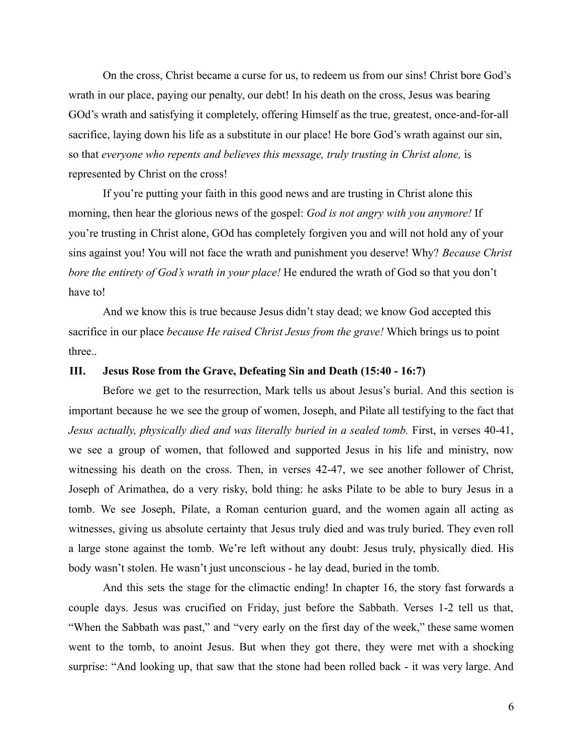On the cross, Christ became a curse for us, to redeem us from our sins! Christ bore God's wrath in our place, paying our penalty, our debt! In his death on the cross, Jesus was bearing GOd's wrath and satisfying it completely, offering Himself as the true, greatest, once-and-for-all sacrifice, laying down his life as a substitute in our place! He bore God's wrath against our sin, so that *everyone who repents and believes this message, truly trusting in Christ alone,* is represented by Christ on the cross!

If you're putting your faith in this good news and are trusting in Christ alone this morning, then hear the glorious news of the gospel: *God is not angry with you anymore!* If you're trusting in Christ alone, GOd has completely forgiven you and will not hold any of your sins against you! You will not face the wrath and punishment you deserve! Why? *Because Christ bore the entirety of God's wrath in your place!* He endured the wrath of God so that you don't have to!

And we know this is true because Jesus didn't stay dead; we know God accepted this sacrifice in our place *because He raised Christ Jesus from the grave!* Which brings us to point three..

### III. Jesus Rose from the Grave, Defeating Sin and Death (15:40 - 16:7)

Before we get to the resurrection, Mark tells us about Jesus's burial. And this section is important because he we see the group of women, Joseph, and Pilate all testifying to the fact that *Jesus actually, physically died and was literally buried in a sealed tomb.* First, in verses 40-41, we see a group of women, that followed and supported Jesus in his life and ministry, now witnessing his death on the cross. Then, in verses 42-47, we see another follower of Christ, Joseph of Arimathea, do a very risky, bold thing: he asks Pilate to be able to bury Jesus in a tomb. We see Joseph, Pilate, a Roman centurion guard, and the women again all acting as witnesses, giving us absolute certainty that Jesus truly died and was truly buried. They even roll a large stone against the tomb. We're left without any doubt: Jesus truly, physically died. His body wasn't stolen. He wasn't just unconscious - he lay dead, buried in the tomb.

And this sets the stage for the climactic ending! In chapter 16, the story fast forwards a couple days. Jesus was crucified on Friday, just before the Sabbath. Verses 1-2 tell us that, "When the Sabbath was past," and "very early on the first day of the week," these same women went to the tomb, to anoint Jesus. But when they got there, they were met with a shocking surprise: "And looking up, that saw that the stone had been rolled back - it was very large. And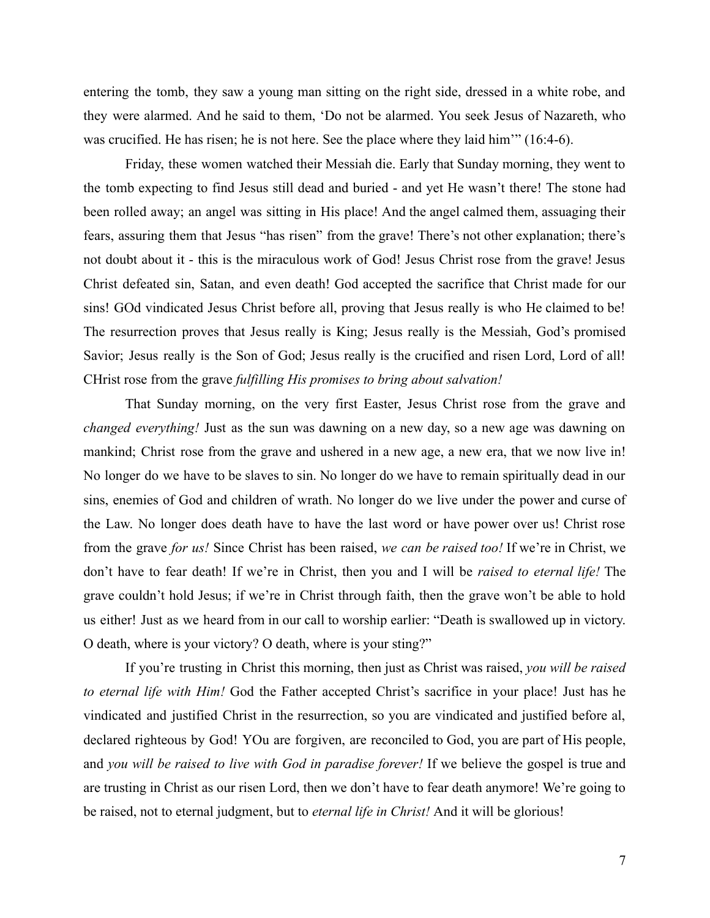entering the tomb, they saw a young man sitting on the right side, dressed in a white robe, and they were alarmed. And he said to them, 'Do not be alarmed. You seek Jesus of Nazareth, who was crucified. He has risen; he is not here. See the place where they laid him'" (16:4-6).

Friday, these women watched their Messiah die. Early that Sunday morning, they went to the tomb expecting to find Jesus still dead and buried - and yet He wasn't there! The stone had been rolled away; an angel was sitting in His place! And the angel calmed them, assuaging their fears, assuring them that Jesus "has risen" from the grave! There's not other explanation; there's not doubt about it - this is the miraculous work of God! Jesus Christ rose from the grave! Jesus Christ defeated sin, Satan, and even death! God accepted the sacrifice that Christ made for our sins! GOd vindicated Jesus Christ before all, proving that Jesus really is who He claimed to be! The resurrection proves that Jesus really is King; Jesus really is the Messiah, God's promised Savior; Jesus really is the Son of God; Jesus really is the crucified and risen Lord, Lord of all! CHrist rose from the grave *fulfilling His promises to bring about salvation!*

That Sunday morning, on the very first Easter, Jesus Christ rose from the grave and *changed everything!* Just as the sun was dawning on a new day, so a new age was dawning on mankind; Christ rose from the grave and ushered in a new age, a new era, that we now live in! No longer do we have to be slaves to sin. No longer do we have to remain spiritually dead in our sins, enemies of God and children of wrath. No longer do we live under the power and curse of the Law. No longer does death have to have the last word or have power over us! Christ rose from the grave *for us!* Since Christ has been raised, *we can be raised too!* If we're in Christ, we don't have to fear death! If we're in Christ, then you and I will be *raised to eternal life!* The grave couldn't hold Jesus; if we're in Christ through faith, then the grave won't be able to hold us either! Just as we heard from in our call to worship earlier: "Death is swallowed up in victory. O death, where is your victory? O death, where is your sting?"

If you're trusting in Christ this morning, then just as Christ was raised, *you will be raised to eternal life with Him!* God the Father accepted Christ's sacrifice in your place! Just has he vindicated and justified Christ in the resurrection, so you are vindicated and justified before al, declared righteous by God! YOu are forgiven, are reconciled to God, you are part of His people, and *you will be raised to live with God in paradise forever!* If we believe the gospel is true and are trusting in Christ as our risen Lord, then we don't have to fear death anymore! We're going to be raised, not to eternal judgment, but to *eternal life in Christ!* And it will be glorious!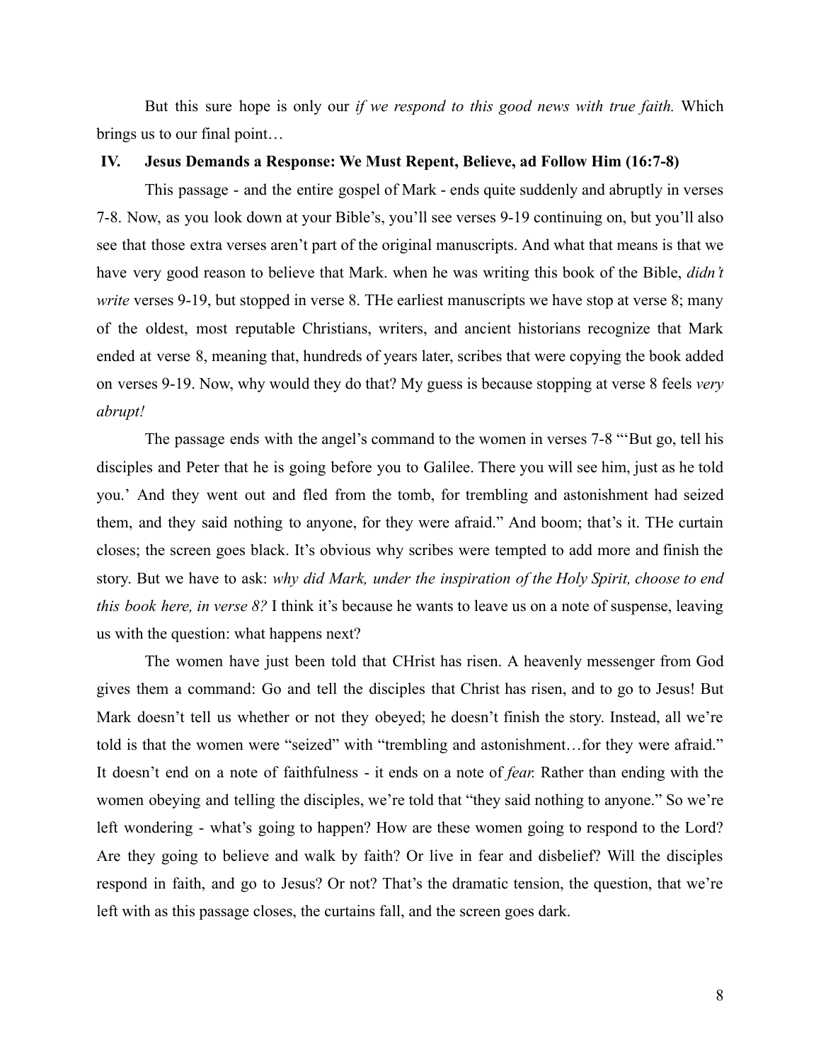But this sure hope is only our *if we respond to this good news with true faith.* Which brings us to our final point…

### IV. Jesus Demands a Response: We Must Repent, Believe, ad Follow Him (16:7-8)

This passage - and the entire gospel of Mark - ends quite suddenly and abruptly in verses 7-8. Now, as you look down at your Bible's, you'll see verses 9-19 continuing on, but you'll also see that those extra verses aren't part of the original manuscripts. And what that means is that we have very good reason to believe that Mark. when he was writing this book of the Bible, *didn't write* verses 9-19, but stopped in verse 8. THe earliest manuscripts we have stop at verse 8; many of the oldest, most reputable Christians, writers, and ancient historians recognize that Mark ended at verse 8, meaning that, hundreds of years later, scribes that were copying the book added on verses 9-19. Now, why would they do that? My guess is because stopping at verse 8 feels *very abrupt!*

The passage ends with the angel's command to the women in verses 7-8 "'But go, tell his disciples and Peter that he is going before you to Galilee. There you will see him, just as he told you.' And they went out and fled from the tomb, for trembling and astonishment had seized them, and they said nothing to anyone, for they were afraid." And boom; that's it. THe curtain closes; the screen goes black. It's obvious why scribes were tempted to add more and finish the story. But we have to ask: *why did Mark, under the inspiration of the Holy Spirit, choose to end this book here, in verse 8?* I think it's because he wants to leave us on a note of suspense, leaving us with the question: what happens next?

The women have just been told that CHrist has risen. A heavenly messenger from God gives them a command: Go and tell the disciples that Christ has risen, and to go to Jesus! But Mark doesn't tell us whether or not they obeyed; he doesn't finish the story. Instead, all we're told is that the women were "seized" with "trembling and astonishment…for they were afraid." It doesn't end on a note of faithfulness - it ends on a note of *fear.* Rather than ending with the women obeying and telling the disciples, we're told that "they said nothing to anyone." So we're left wondering - what's going to happen? How are these women going to respond to the Lord? Are they going to believe and walk by faith? Or live in fear and disbelief? Will the disciples respond in faith, and go to Jesus? Or not? That's the dramatic tension, the question, that we're left with as this passage closes, the curtains fall, and the screen goes dark.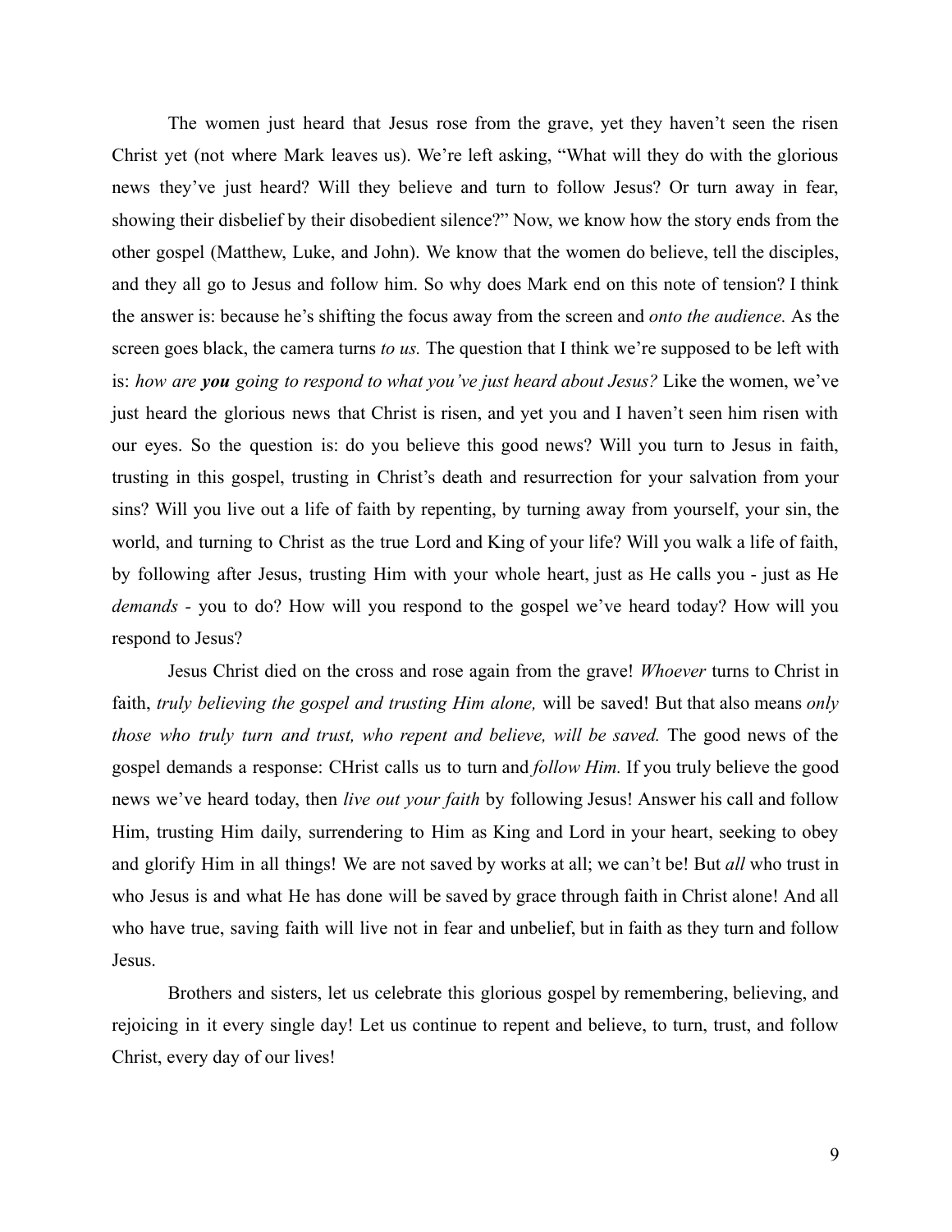The women just heard that Jesus rose from the grave, yet they haven't seen the risen Christ yet (not where Mark leaves us). We're left asking, "What will they do with the glorious news they've just heard? Will they believe and turn to follow Jesus? Or turn away in fear, showing their disbelief by their disobedient silence?" Now, we know how the story ends from the other gospel (Matthew, Luke, and John). We know that the women do believe, tell the disciples, and they all go to Jesus and follow him. So why does Mark end on this note of tension? I think the answer is: because he's shifting the focus away from the screen and *onto the audience.* As the screen goes black, the camera turns *to us.* The question that I think we're supposed to be left with is: *how are **you** going to respond to what you've just heard about Jesus?* Like the women, we've just heard the glorious news that Christ is risen, and yet you and I haven't seen him risen with our eyes. So the question is: do you believe this good news? Will you turn to Jesus in faith, trusting in this gospel, trusting in Christ's death and resurrection for your salvation from your sins? Will you live out a life of faith by repenting, by turning away from yourself, your sin, the world, and turning to Christ as the true Lord and King of your life? Will you walk a life of faith, by following after Jesus, trusting Him with your whole heart, just as He calls you - just as He *demands* - you to do? How will you respond to the gospel we've heard today? How will you respond to Jesus?

Jesus Christ died on the cross and rose again from the grave! *Whoever* turns to Christ in faith, *truly believing the gospel and trusting Him alone,* will be saved! But that also means *only those who truly turn and trust, who repent and believe, will be saved.* The good news of the gospel demands a response: CHrist calls us to turn and *follow Him.* If you truly believe the good news we've heard today, then *live out your faith* by following Jesus! Answer his call and follow Him, trusting Him daily, surrendering to Him as King and Lord in your heart, seeking to obey and glorify Him in all things! We are not saved by works at all; we can't be! But *all* who trust in who Jesus is and what He has done will be saved by grace through faith in Christ alone! And all who have true, saving faith will live not in fear and unbelief, but in faith as they turn and follow Jesus.

Brothers and sisters, let us celebrate this glorious gospel by remembering, believing, and rejoicing in it every single day! Let us continue to repent and believe, to turn, trust, and follow Christ, every day of our lives!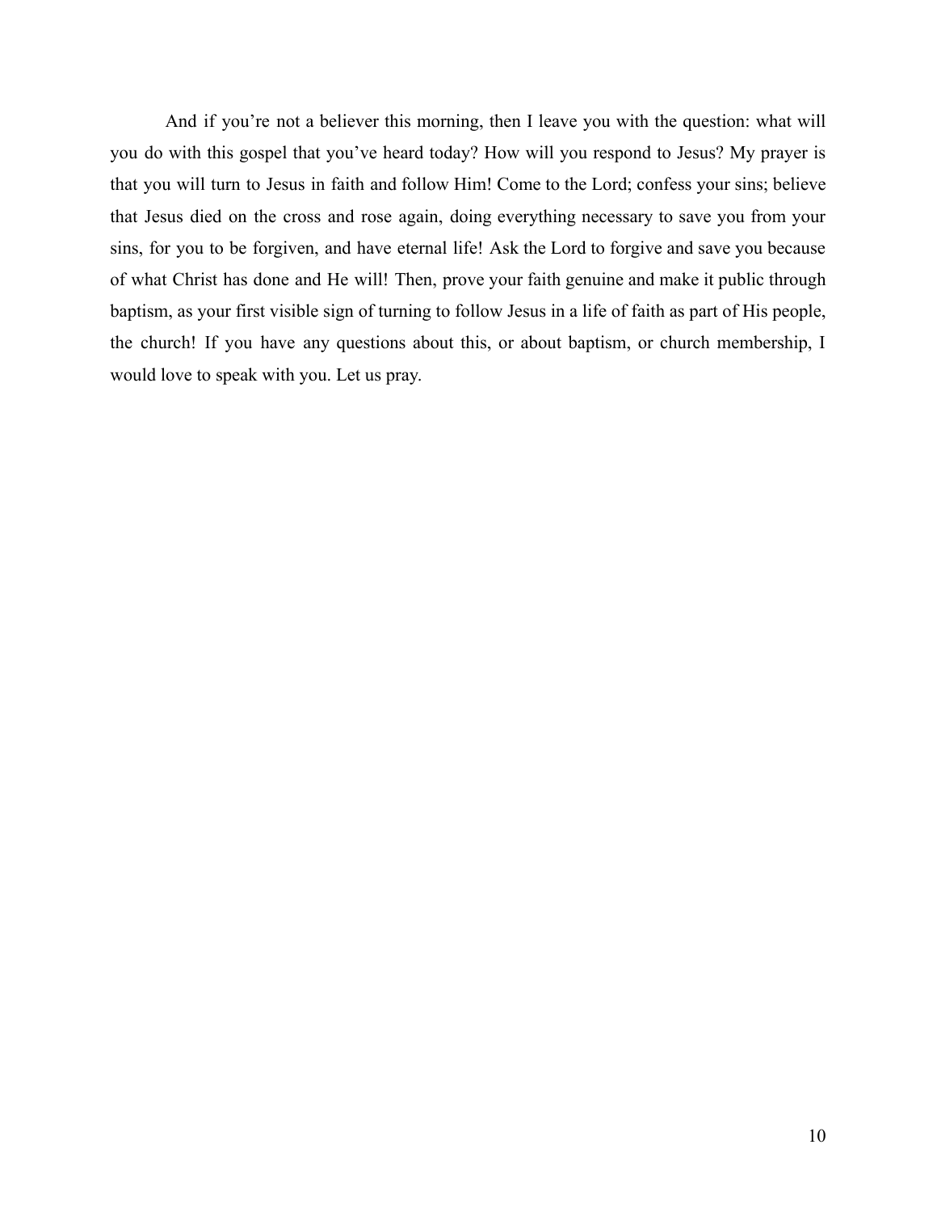And if you're not a believer this morning, then I leave you with the question: what will you do with this gospel that you've heard today? How will you respond to Jesus? My prayer is that you will turn to Jesus in faith and follow Him! Come to the Lord; confess your sins; believe that Jesus died on the cross and rose again, doing everything necessary to save you from your sins, for you to be forgiven, and have eternal life! Ask the Lord to forgive and save you because of what Christ has done and He will! Then, prove your faith genuine and make it public through baptism, as your first visible sign of turning to follow Jesus in a life of faith as part of His people, the church! If you have any questions about this, or about baptism, or church membership, I would love to speak with you. Let us pray.